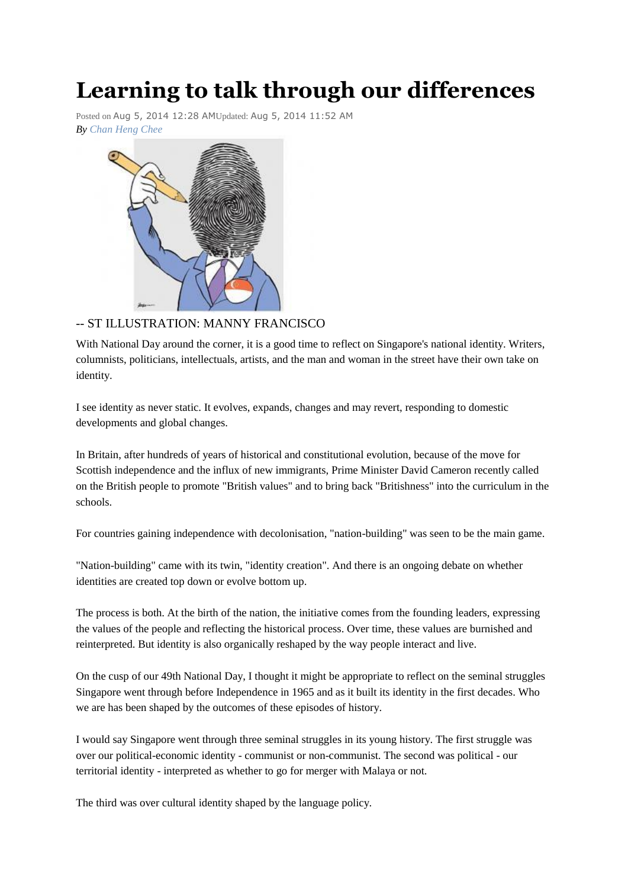# Learning to talk through our differences

Posted on Aug 5, 2014 12:28 AMUpdated: Aug 5, 2014 11:52 AM
*By Chan Heng Chee*

-- ST ILLUSTRATION: MANNY FRANCISCO

With National Day around the corner, it is a good time to reflect on Singapore's national identity. Writers, columnists, politicians, intellectuals, artists, and the man and woman in the street have their own take on identity.

I see identity as never static. It evolves, expands, changes and may revert, responding to domestic developments and global changes.

In Britain, after hundreds of years of historical and constitutional evolution, because of the move for Scottish independence and the influx of new immigrants, Prime Minister David Cameron recently called on the British people to promote "British values" and to bring back "Britishness" into the curriculum in the schools.

For countries gaining independence with decolonisation, "nation-building" was seen to be the main game.

"Nation-building" came with its twin, "identity creation". And there is an ongoing debate on whether identities are created top down or evolve bottom up.

The process is both. At the birth of the nation, the initiative comes from the founding leaders, expressing the values of the people and reflecting the historical process. Over time, these values are burnished and reinterpreted. But identity is also organically reshaped by the way people interact and live.

On the cusp of our 49th National Day, I thought it might be appropriate to reflect on the seminal struggles Singapore went through before Independence in 1965 and as it built its identity in the first decades. Who we are has been shaped by the outcomes of these episodes of history.

I would say Singapore went through three seminal struggles in its young history. The first struggle was over our political-economic identity - communist or non-communist. The second was political - our territorial identity - interpreted as whether to go for merger with Malaya or not.

The third was over cultural identity shaped by the language policy.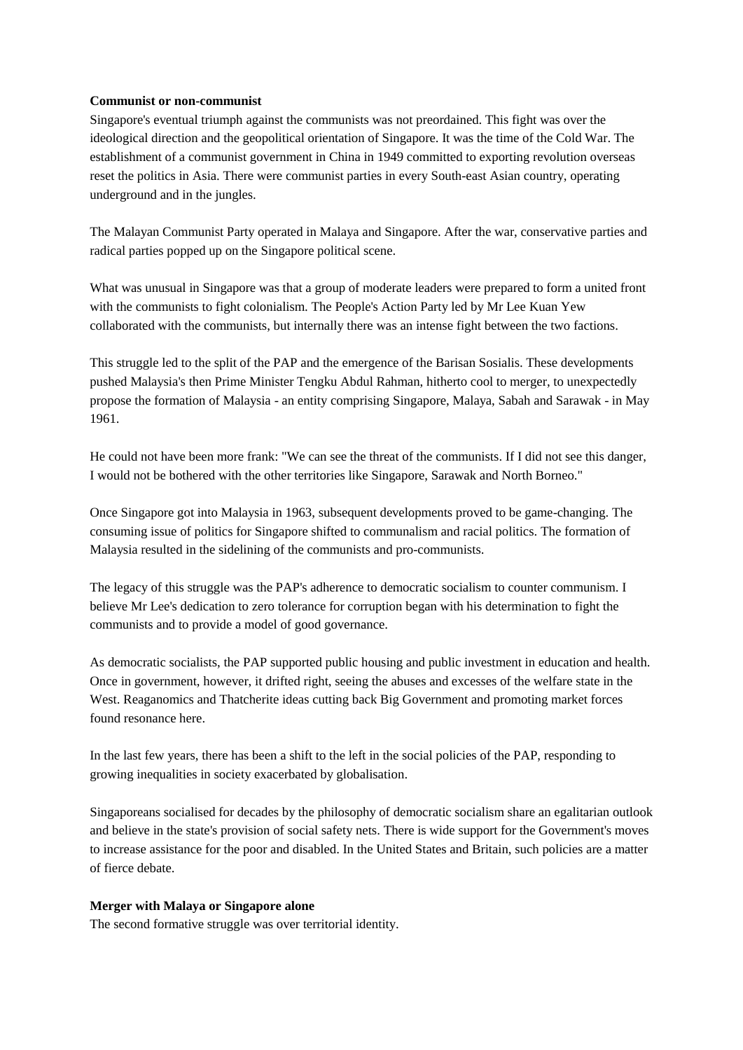**Communist or non-communist**

Singapore's eventual triumph against the communists was not preordained. This fight was over the ideological direction and the geopolitical orientation of Singapore. It was the time of the Cold War. The establishment of a communist government in China in 1949 committed to exporting revolution overseas reset the politics in Asia. There were communist parties in every South-east Asian country, operating underground and in the jungles.

The Malayan Communist Party operated in Malaya and Singapore. After the war, conservative parties and radical parties popped up on the Singapore political scene.

What was unusual in Singapore was that a group of moderate leaders were prepared to form a united front with the communists to fight colonialism. The People's Action Party led by Mr Lee Kuan Yew collaborated with the communists, but internally there was an intense fight between the two factions.

This struggle led to the split of the PAP and the emergence of the Barisan Sosialis. These developments pushed Malaysia's then Prime Minister Tengku Abdul Rahman, hitherto cool to merger, to unexpectedly propose the formation of Malaysia - an entity comprising Singapore, Malaya, Sabah and Sarawak - in May 1961.

He could not have been more frank: "We can see the threat of the communists. If I did not see this danger, I would not be bothered with the other territories like Singapore, Sarawak and North Borneo."

Once Singapore got into Malaysia in 1963, subsequent developments proved to be game-changing. The consuming issue of politics for Singapore shifted to communalism and racial politics. The formation of Malaysia resulted in the sidelining of the communists and pro-communists.

The legacy of this struggle was the PAP's adherence to democratic socialism to counter communism. I believe Mr Lee's dedication to zero tolerance for corruption began with his determination to fight the communists and to provide a model of good governance.

As democratic socialists, the PAP supported public housing and public investment in education and health. Once in government, however, it drifted right, seeing the abuses and excesses of the welfare state in the West. Reaganomics and Thatcherite ideas cutting back Big Government and promoting market forces found resonance here.

In the last few years, there has been a shift to the left in the social policies of the PAP, responding to growing inequalities in society exacerbated by globalisation.

Singaporeans socialised for decades by the philosophy of democratic socialism share an egalitarian outlook and believe in the state's provision of social safety nets. There is wide support for the Government's moves to increase assistance for the poor and disabled. In the United States and Britain, such policies are a matter of fierce debate.

**Merger with Malaya or Singapore alone**

The second formative struggle was over territorial identity.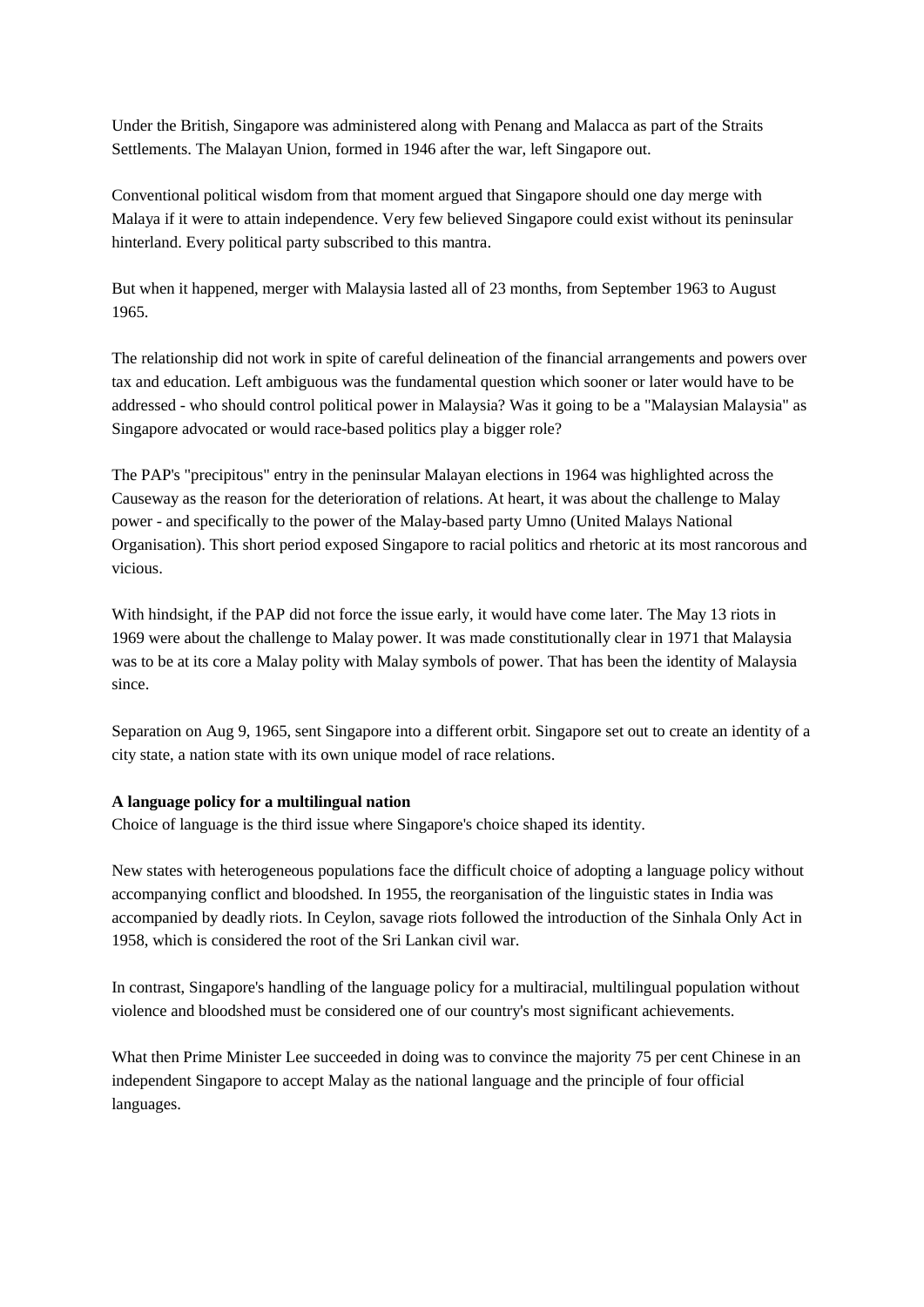Under the British, Singapore was administered along with Penang and Malacca as part of the Straits Settlements. The Malayan Union, formed in 1946 after the war, left Singapore out.

Conventional political wisdom from that moment argued that Singapore should one day merge with Malaya if it were to attain independence. Very few believed Singapore could exist without its peninsular hinterland. Every political party subscribed to this mantra.

But when it happened, merger with Malaysia lasted all of 23 months, from September 1963 to August 1965.

The relationship did not work in spite of careful delineation of the financial arrangements and powers over tax and education. Left ambiguous was the fundamental question which sooner or later would have to be addressed - who should control political power in Malaysia? Was it going to be a "Malaysian Malaysia" as Singapore advocated or would race-based politics play a bigger role?

The PAP's "precipitous" entry in the peninsular Malayan elections in 1964 was highlighted across the Causeway as the reason for the deterioration of relations. At heart, it was about the challenge to Malay power - and specifically to the power of the Malay-based party Umno (United Malays National Organisation). This short period exposed Singapore to racial politics and rhetoric at its most rancorous and vicious.

With hindsight, if the PAP did not force the issue early, it would have come later. The May 13 riots in 1969 were about the challenge to Malay power. It was made constitutionally clear in 1971 that Malaysia was to be at its core a Malay polity with Malay symbols of power. That has been the identity of Malaysia since.

Separation on Aug 9, 1965, sent Singapore into a different orbit. Singapore set out to create an identity of a city state, a nation state with its own unique model of race relations.

**A language policy for a multilingual nation**

Choice of language is the third issue where Singapore's choice shaped its identity.

New states with heterogeneous populations face the difficult choice of adopting a language policy without accompanying conflict and bloodshed. In 1955, the reorganisation of the linguistic states in India was accompanied by deadly riots. In Ceylon, savage riots followed the introduction of the Sinhala Only Act in 1958, which is considered the root of the Sri Lankan civil war.

In contrast, Singapore's handling of the language policy for a multiracial, multilingual population without violence and bloodshed must be considered one of our country's most significant achievements.

What then Prime Minister Lee succeeded in doing was to convince the majority 75 per cent Chinese in an independent Singapore to accept Malay as the national language and the principle of four official languages.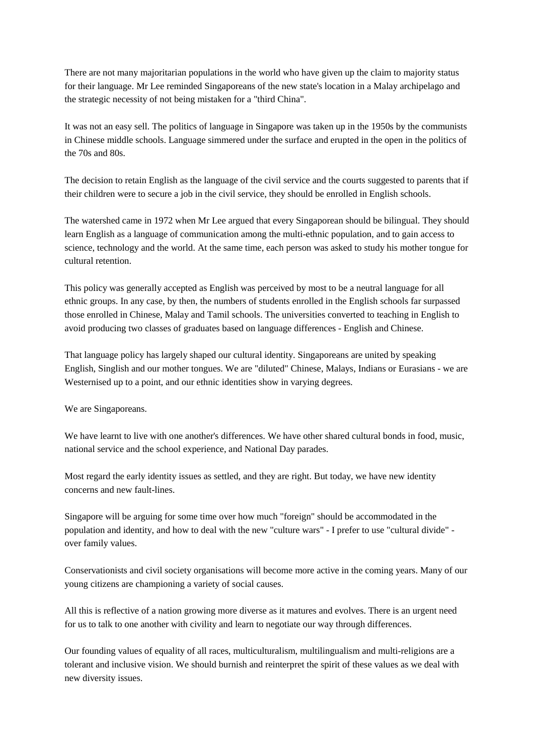There are not many majoritarian populations in the world who have given up the claim to majority status for their language. Mr Lee reminded Singaporeans of the new state's location in a Malay archipelago and the strategic necessity of not being mistaken for a "third China".

It was not an easy sell. The politics of language in Singapore was taken up in the 1950s by the communists in Chinese middle schools. Language simmered under the surface and erupted in the open in the politics of the 70s and 80s.

The decision to retain English as the language of the civil service and the courts suggested to parents that if their children were to secure a job in the civil service, they should be enrolled in English schools.

The watershed came in 1972 when Mr Lee argued that every Singaporean should be bilingual. They should learn English as a language of communication among the multi-ethnic population, and to gain access to science, technology and the world. At the same time, each person was asked to study his mother tongue for cultural retention.

This policy was generally accepted as English was perceived by most to be a neutral language for all ethnic groups. In any case, by then, the numbers of students enrolled in the English schools far surpassed those enrolled in Chinese, Malay and Tamil schools. The universities converted to teaching in English to avoid producing two classes of graduates based on language differences - English and Chinese.

That language policy has largely shaped our cultural identity. Singaporeans are united by speaking English, Singlish and our mother tongues. We are "diluted" Chinese, Malays, Indians or Eurasians - we are Westernised up to a point, and our ethnic identities show in varying degrees.

We are Singaporeans.

We have learnt to live with one another's differences. We have other shared cultural bonds in food, music, national service and the school experience, and National Day parades.

Most regard the early identity issues as settled, and they are right. But today, we have new identity concerns and new fault-lines.

Singapore will be arguing for some time over how much "foreign" should be accommodated in the population and identity, and how to deal with the new "culture wars" - I prefer to use "cultural divide" - over family values.

Conservationists and civil society organisations will become more active in the coming years. Many of our young citizens are championing a variety of social causes.

All this is reflective of a nation growing more diverse as it matures and evolves. There is an urgent need for us to talk to one another with civility and learn to negotiate our way through differences.

Our founding values of equality of all races, multiculturalism, multilingualism and multi-religions are a tolerant and inclusive vision. We should burnish and reinterpret the spirit of these values as we deal with new diversity issues.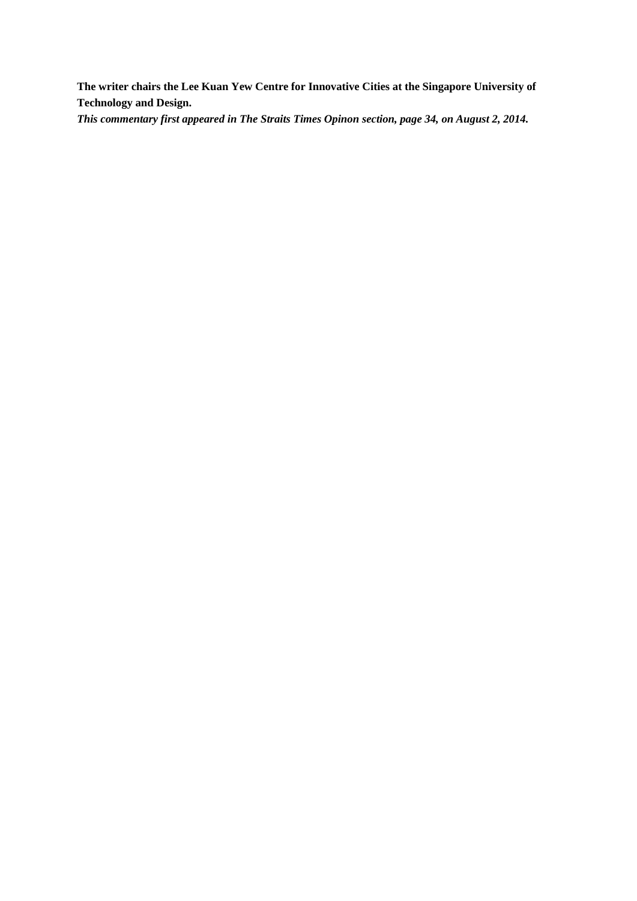**The writer chairs the Lee Kuan Yew Centre for Innovative Cities at the Singapore University of Technology and Design.**

***This commentary first appeared in The Straits Times Opinon section, page 34, on August 2, 2014.***